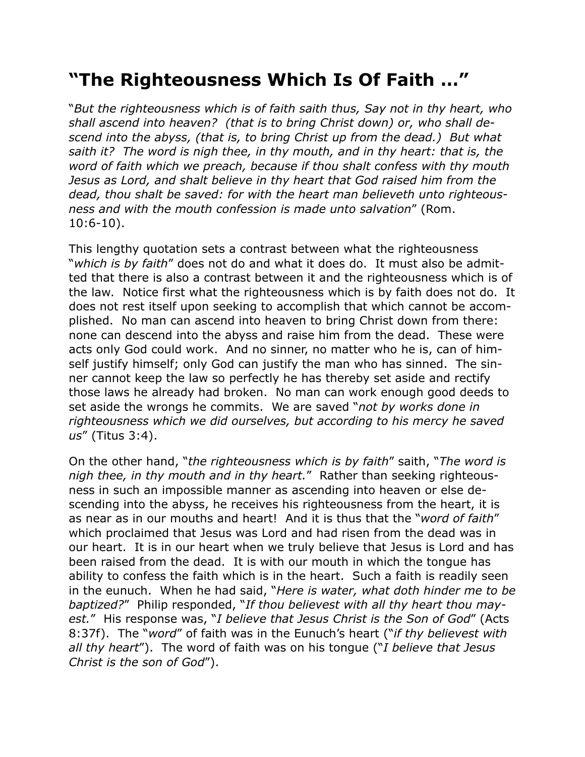# "The Righteousness Which Is Of Faith …"

"*But the righteousness which is of faith saith thus, Say not in thy heart, who shall ascend into heaven? (that is to bring Christ down) or, who shall descend into the abyss, (that is, to bring Christ up from the dead.) But what saith it? The word is nigh thee, in thy mouth, and in thy heart: that is, the word of faith which we preach, because if thou shalt confess with thy mouth Jesus as Lord, and shalt believe in thy heart that God raised him from the dead, thou shalt be saved: for with the heart man believeth unto righteousness and with the mouth confession is made unto salvation*" (Rom. 10:6-10).

This lengthy quotation sets a contrast between what the righteousness "*which is by faith*" does not do and what it does do. It must also be admitted that there is also a contrast between it and the righteousness which is of the law. Notice first what the righteousness which is by faith does not do. It does not rest itself upon seeking to accomplish that which cannot be accomplished. No man can ascend into heaven to bring Christ down from there: none can descend into the abyss and raise him from the dead. These were acts only God could work. And no sinner, no matter who he is, can of himself justify himself; only God can justify the man who has sinned. The sinner cannot keep the law so perfectly he has thereby set aside and rectify those laws he already had broken. No man can work enough good deeds to set aside the wrongs he commits. We are saved "*not by works done in righteousness which we did ourselves, but according to his mercy he saved us*" (Titus 3:4).

On the other hand, "*the righteousness which is by faith*" saith, "*The word is nigh thee, in thy mouth and in thy heart.*" Rather than seeking righteousness in such an impossible manner as ascending into heaven or else descending into the abyss, he receives his righteousness from the heart, it is as near as in our mouths and heart! And it is thus that the "*word of faith*" which proclaimed that Jesus was Lord and had risen from the dead was in our heart. It is in our heart when we truly believe that Jesus is Lord and has been raised from the dead. It is with our mouth in which the tongue has ability to confess the faith which is in the heart. Such a faith is readily seen in the eunuch. When he had said, "*Here is water, what doth hinder me to be baptized?*" Philip responded, "*If thou believest with all thy heart thou mayest.*" His response was, "*I believe that Jesus Christ is the Son of God*" (Acts 8:37f). The "*word*" of faith was in the Eunuch's heart ("*if thy believest with all thy heart*"). The word of faith was on his tongue ("*I believe that Jesus Christ is the son of God*").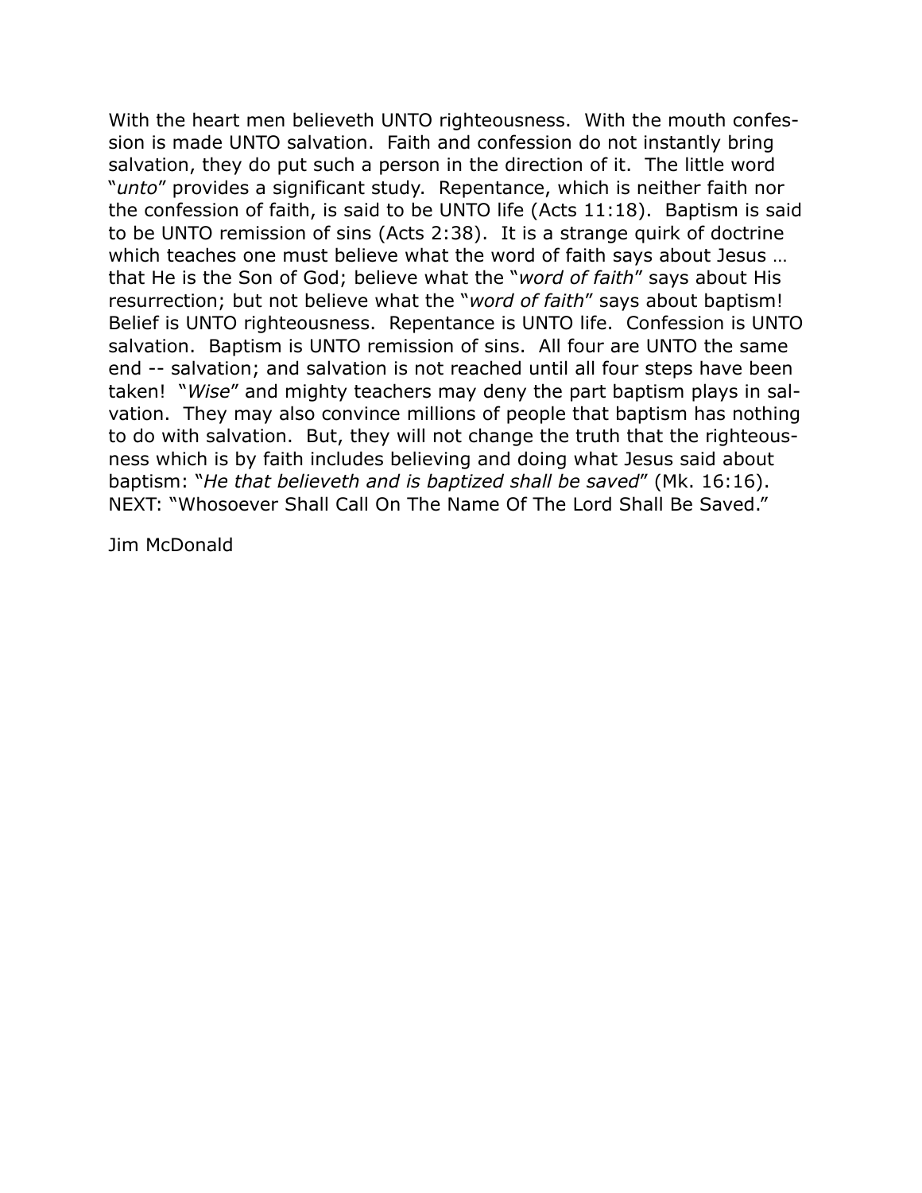With the heart men believeth UNTO righteousness. With the mouth confession is made UNTO salvation. Faith and confession do not instantly bring salvation, they do put such a person in the direction of it. The little word "*unto*" provides a significant study. Repentance, which is neither faith nor the confession of faith, is said to be UNTO life (Acts 11:18). Baptism is said to be UNTO remission of sins (Acts 2:38). It is a strange quirk of doctrine which teaches one must believe what the word of faith says about Jesus … that He is the Son of God; believe what the "*word of faith*" says about His resurrection; but not believe what the "*word of faith*" says about baptism! Belief is UNTO righteousness. Repentance is UNTO life. Confession is UNTO salvation. Baptism is UNTO remission of sins. All four are UNTO the same end -- salvation; and salvation is not reached until all four steps have been taken! "*Wise*" and mighty teachers may deny the part baptism plays in salvation. They may also convince millions of people that baptism has nothing to do with salvation. But, they will not change the truth that the righteousness which is by faith includes believing and doing what Jesus said about baptism: "*He that believeth and is baptized shall be saved*" (Mk. 16:16). NEXT: "Whosoever Shall Call On The Name Of The Lord Shall Be Saved."

Jim McDonald